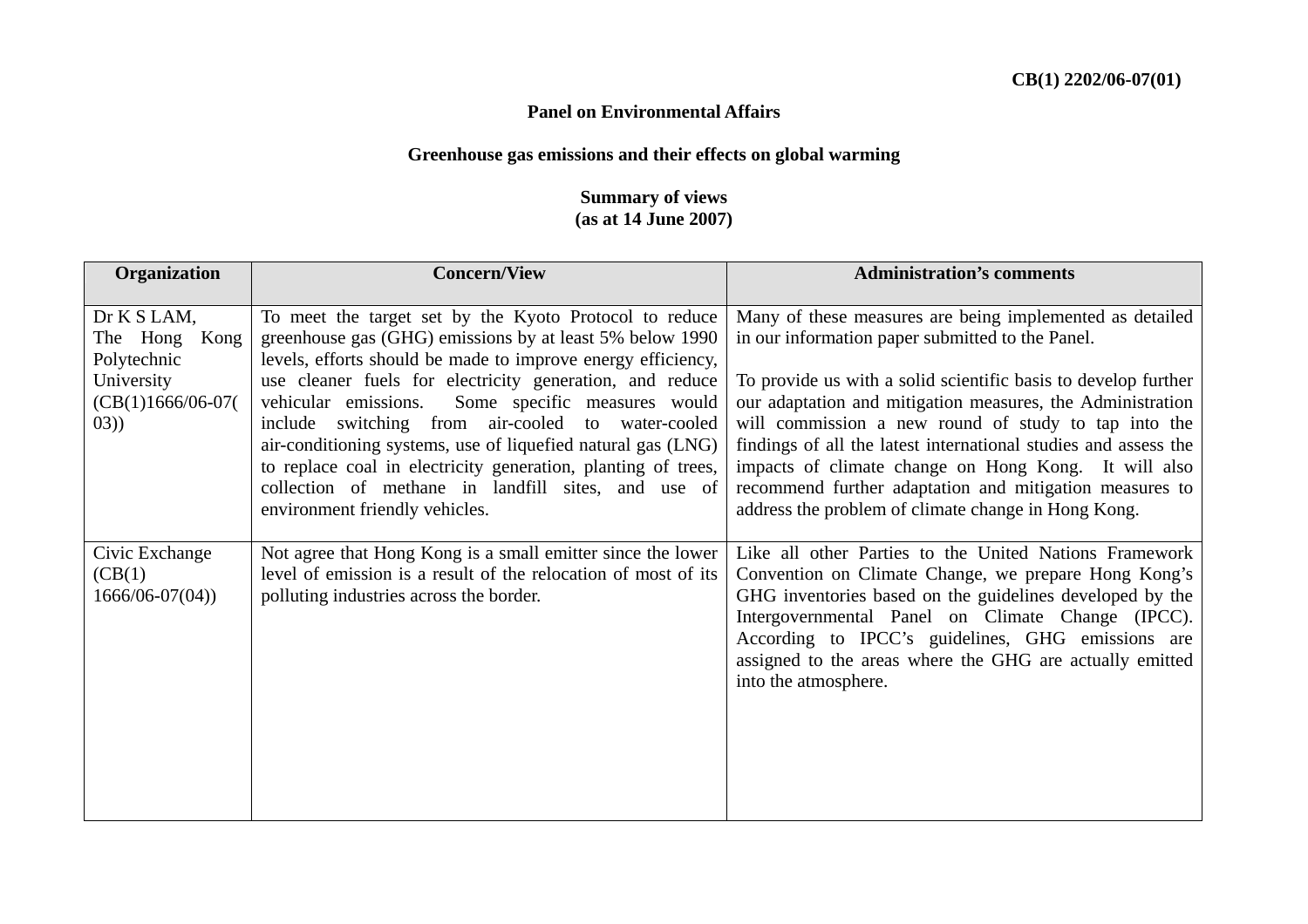CB(1) 2202/06-07(01)

**Panel on Environmental Affairs**

**Greenhouse gas emissions and their effects on global warming**

**Summary of views**
**(as at 14 June 2007)**

| Organization | Concern/View | Administration's comments |
|---|---|---|
| Dr K S LAM, The Hong Kong Polytechnic University (CB(1)1666/06-07(03)) | To meet the target set by the Kyoto Protocol to reduce greenhouse gas (GHG) emissions by at least 5% below 1990 levels, efforts should be made to improve energy efficiency, use cleaner fuels for electricity generation, and reduce vehicular emissions. Some specific measures would include switching from air-cooled to water-cooled air-conditioning systems, use of liquefied natural gas (LNG) to replace coal in electricity generation, planting of trees, collection of methane in landfill sites, and use of environment friendly vehicles. | Many of these measures are being implemented as detailed in our information paper submitted to the Panel.<br><br>To provide us with a solid scientific basis to develop further our adaptation and mitigation measures, the Administration will commission a new round of study to tap into the findings of all the latest international studies and assess the impacts of climate change on Hong Kong. It will also recommend further adaptation and mitigation measures to address the problem of climate change in Hong Kong. |
| Civic Exchange (CB(1) 1666/06-07(04)) | Not agree that Hong Kong is a small emitter since the lower level of emission is a result of the relocation of most of its polluting industries across the border. | Like all other Parties to the United Nations Framework Convention on Climate Change, we prepare Hong Kong's GHG inventories based on the guidelines developed by the Intergovernmental Panel on Climate Change (IPCC). According to IPCC's guidelines, GHG emissions are assigned to the areas where the GHG are actually emitted into the atmosphere. |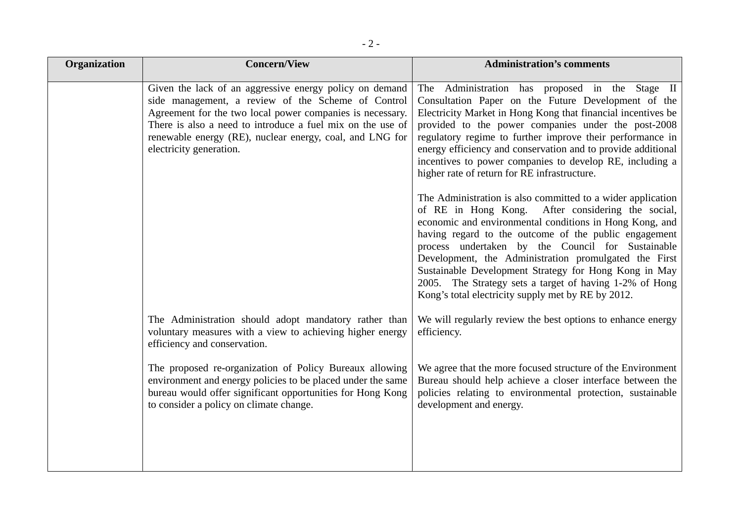| Organization | Concern/View | Administration's comments |
|---|---|---|
| | Given the lack of an aggressive energy policy on demand side management, a review of the Scheme of Control Agreement for the two local power companies is necessary. There is also a need to introduce a fuel mix on the use of renewable energy (RE), nuclear energy, coal, and LNG for electricity generation. | The Administration has proposed in the Stage II Consultation Paper on the Future Development of the Electricity Market in Hong Kong that financial incentives be provided to the power companies under the post-2008 regulatory regime to further improve their performance in energy efficiency and conservation and to provide additional incentives to power companies to develop RE, including a higher rate of return for RE infrastructure.<br><br>The Administration is also committed to a wider application of RE in Hong Kong. After considering the social, economic and environmental conditions in Hong Kong, and having regard to the outcome of the public engagement process undertaken by the Council for Sustainable Development, the Administration promulgated the First Sustainable Development Strategy for Hong Kong in May 2005. The Strategy sets a target of having 1-2% of Hong Kong's total electricity supply met by RE by 2012. |
| | The Administration should adopt mandatory rather than voluntary measures with a view to achieving higher energy efficiency and conservation. | We will regularly review the best options to enhance energy efficiency. |
| | The proposed re-organization of Policy Bureaux allowing environment and energy policies to be placed under the same bureau would offer significant opportunities for Hong Kong to consider a policy on climate change. | We agree that the more focused structure of the Environment Bureau should help achieve a closer interface between the policies relating to environmental protection, sustainable development and energy. |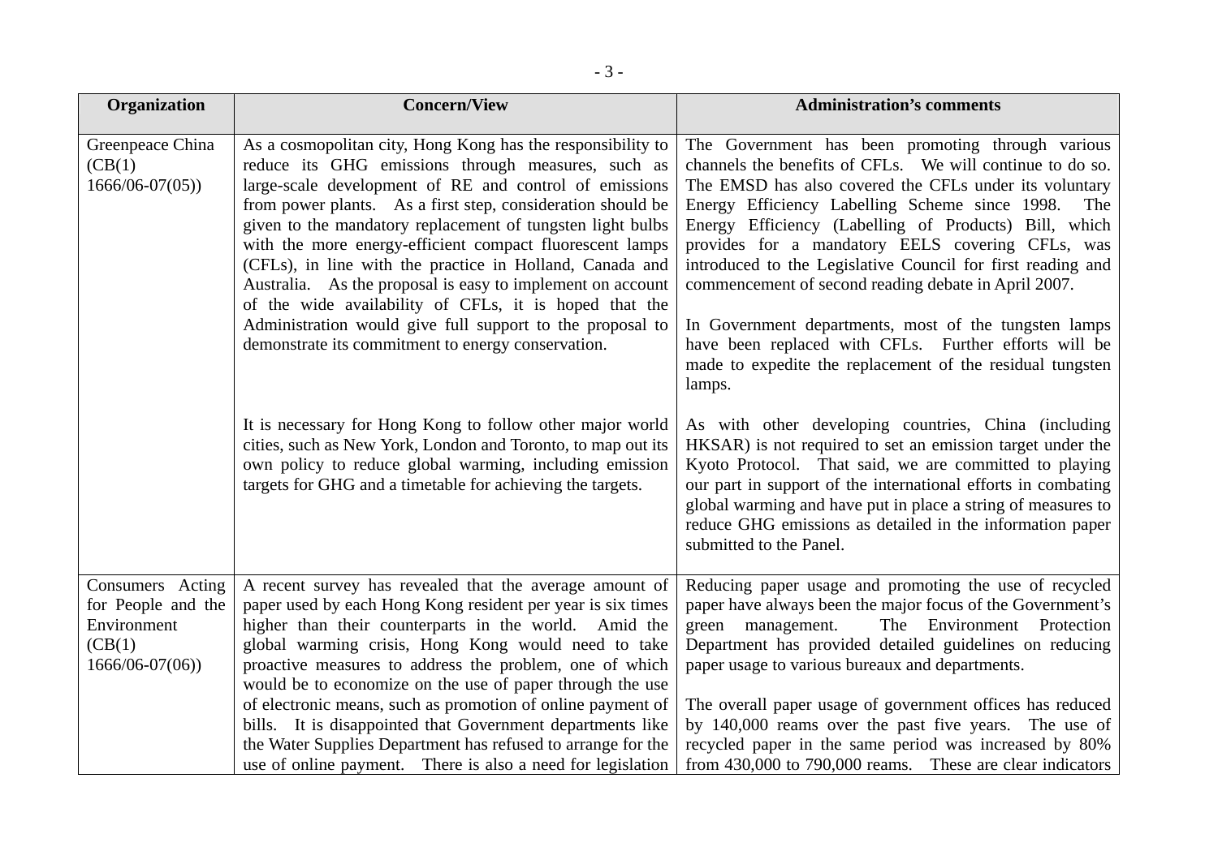| Organization | Concern/View | Administration's comments |
|---|---|---|
| Greenpeace China (CB(1) 1666/06-07(05)) | As a cosmopolitan city, Hong Kong has the responsibility to reduce its GHG emissions through measures, such as large-scale development of RE and control of emissions from power plants. As a first step, consideration should be given to the mandatory replacement of tungsten light bulbs with the more energy-efficient compact fluorescent lamps (CFLs), in line with the practice in Holland, Canada and Australia. As the proposal is easy to implement on account of the wide availability of CFLs, it is hoped that the Administration would give full support to the proposal to demonstrate its commitment to energy conservation. | The Government has been promoting through various channels the benefits of CFLs. We will continue to do so. The EMSD has also covered the CFLs under its voluntary Energy Efficiency Labelling Scheme since 1998. The Energy Efficiency (Labelling of Products) Bill, which provides for a mandatory EELS covering CFLs, was introduced to the Legislative Council for first reading and commencement of second reading debate in April 2007.<br><br>In Government departments, most of the tungsten lamps have been replaced with CFLs. Further efforts will be made to expedite the replacement of the residual tungsten lamps. |
| | It is necessary for Hong Kong to follow other major world cities, such as New York, London and Toronto, to map out its own policy to reduce global warming, including emission targets for GHG and a timetable for achieving the targets. | As with other developing countries, China (including HKSAR) is not required to set an emission target under the Kyoto Protocol. That said, we are committed to playing our part in support of the international efforts in combating global warming and have put in place a string of measures to reduce GHG emissions as detailed in the information paper submitted to the Panel. |
| Consumers Acting for People and the Environment (CB(1) 1666/06-07(06)) | A recent survey has revealed that the average amount of paper used by each Hong Kong resident per year is six times higher than their counterparts in the world. Amid the global warming crisis, Hong Kong would need to take proactive measures to address the problem, one of which would be to economize on the use of paper through the use of electronic means, such as promotion of online payment of bills. It is disappointed that Government departments like the Water Supplies Department has refused to arrange for the use of online payment. There is also a need for legislation | Reducing paper usage and promoting the use of recycled paper have always been the major focus of the Government's green management. The Environment Protection Department has provided detailed guidelines on reducing paper usage to various bureaux and departments.<br><br>The overall paper usage of government offices has reduced by 140,000 reams over the past five years. The use of recycled paper in the same period was increased by 80% from 430,000 to 790,000 reams. These are clear indicators |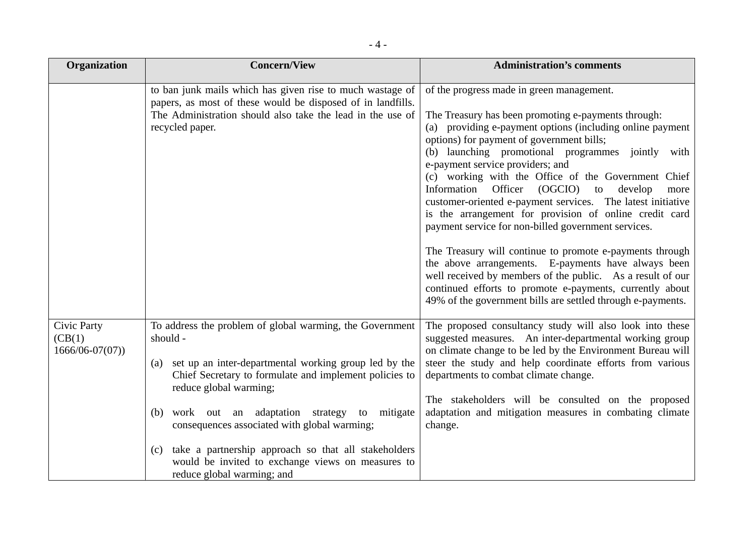| Organization | Concern/View | Administration's comments |
|---|---|---|
| | to ban junk mails which has given rise to much wastage of papers, as most of these would be disposed of in landfills. The Administration should also take the lead in the use of recycled paper. | of the progress made in green management.<br><br>The Treasury has been promoting e-payments through:<br>(a) providing e-payment options (including online payment options) for payment of government bills;<br>(b) launching promotional programmes jointly with e-payment service providers; and<br>(c) working with the Office of the Government Chief Information Officer (OGCIO) to develop more customer-oriented e-payment services. The latest initiative is the arrangement for provision of online credit card payment service for non-billed government services.<br><br>The Treasury will continue to promote e-payments through the above arrangements. E-payments have always been well received by members of the public. As a result of our continued efforts to promote e-payments, currently about 49% of the government bills are settled through e-payments. |
| Civic Party (CB(1) 1666/06-07(07)) | To address the problem of global warming, the Government should -<br><br>(a) set up an inter-departmental working group led by the Chief Secretary to formulate and implement policies to reduce global warming;<br><br>(b) work out an adaptation strategy to mitigate consequences associated with global warming;<br><br>(c) take a partnership approach so that all stakeholders would be invited to exchange views on measures to reduce global warming; and | The proposed consultancy study will also look into these suggested measures. An inter-departmental working group on climate change to be led by the Environment Bureau will steer the study and help coordinate efforts from various departments to combat climate change.<br><br>The stakeholders will be consulted on the proposed adaptation and mitigation measures in combating climate change. |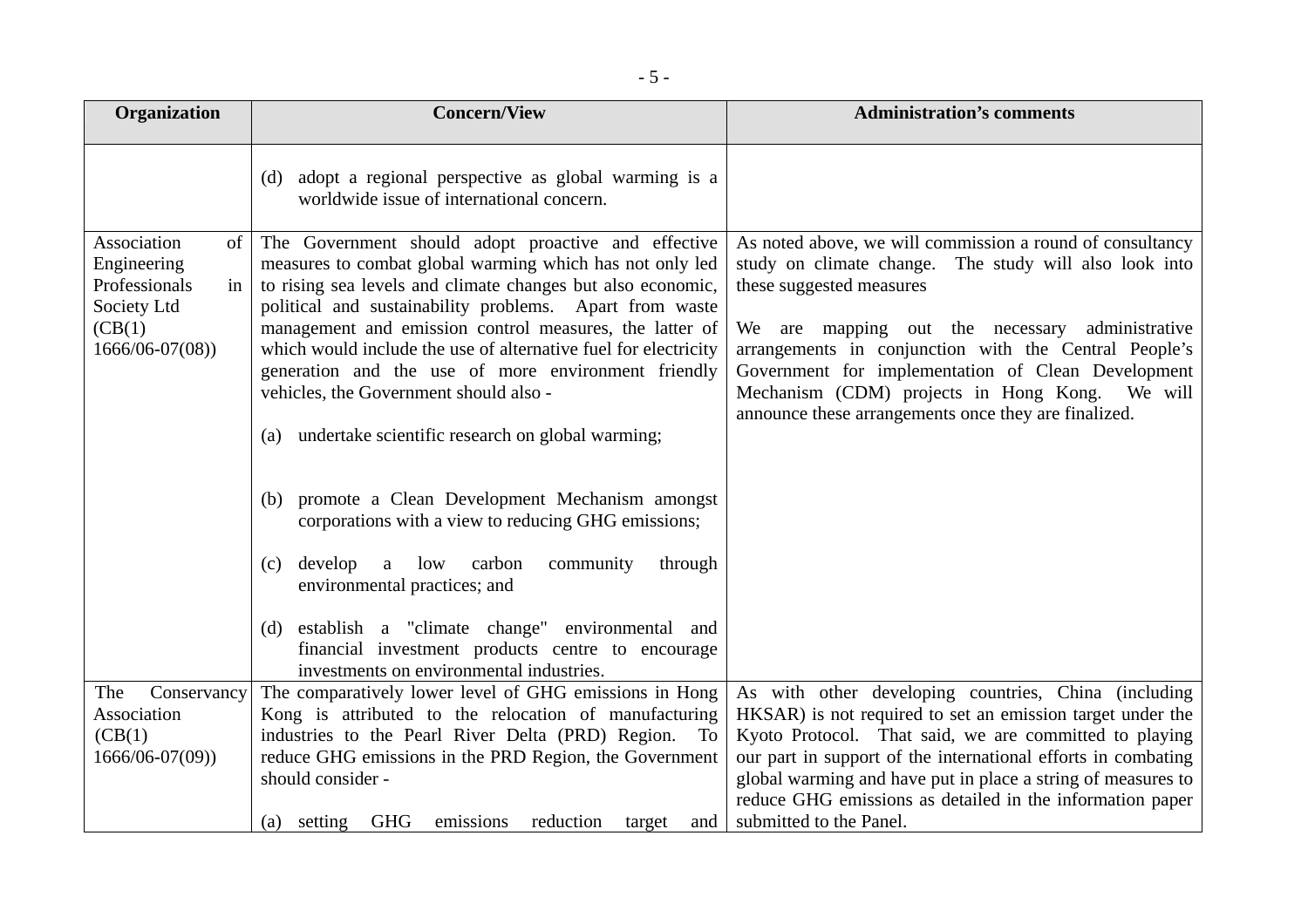| Organization | Concern/View | Administration's comments |
|---|---|---|
| | (d) adopt a regional perspective as global warming is a worldwide issue of international concern. | |
| Association of Engineering Professionals in Society Ltd (CB(1) 1666/06-07(08)) | The Government should adopt proactive and effective measures to combat global warming which has not only led to rising sea levels and climate changes but also economic, political and sustainability problems. Apart from waste management and emission control measures, the latter of which would include the use of alternative fuel for electricity generation and the use of more environment friendly vehicles, the Government should also -<br><br>(a) undertake scientific research on global warming;<br><br>(b) promote a Clean Development Mechanism amongst corporations with a view to reducing GHG emissions;<br><br>(c) develop a low carbon community through environmental practices; and<br><br>(d) establish a "climate change" environmental and financial investment products centre to encourage investments on environmental industries. | As noted above, we will commission a round of consultancy study on climate change. The study will also look into these suggested measures<br><br>We are mapping out the necessary administrative arrangements in conjunction with the Central People's Government for implementation of Clean Development Mechanism (CDM) projects in Hong Kong. We will announce these arrangements once they are finalized. |
| The Conservancy Association (CB(1) 1666/06-07(09)) | The comparatively lower level of GHG emissions in Hong Kong is attributed to the relocation of manufacturing industries to the Pearl River Delta (PRD) Region. To reduce GHG emissions in the PRD Region, the Government should consider -<br><br>(a) setting GHG emissions reduction target and | As with other developing countries, China (including HKSAR) is not required to set an emission target under the Kyoto Protocol. That said, we are committed to playing our part in support of the international efforts in combating global warming and have put in place a string of measures to reduce GHG emissions as detailed in the information paper submitted to the Panel. |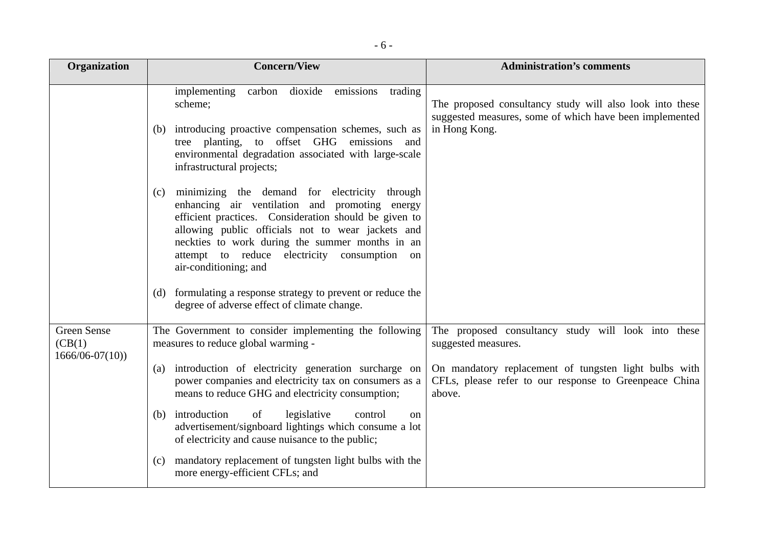| Organization | Concern/View | Administration's comments |
|---|---|---|
| | implementing carbon dioxide emissions trading scheme;<br><br>(b) introducing proactive compensation schemes, such as tree planting, to offset GHG emissions and environmental degradation associated with large-scale infrastructural projects;<br><br>(c) minimizing the demand for electricity through enhancing air ventilation and promoting energy efficient practices. Consideration should be given to allowing public officials not to wear jackets and neckties to work during the summer months in an attempt to reduce electricity consumption on air-conditioning; and<br><br>(d) formulating a response strategy to prevent or reduce the degree of adverse effect of climate change. | The proposed consultancy study will also look into these suggested measures, some of which have been implemented in Hong Kong. |
| Green Sense (CB(1) 1666/06-07(10)) | The Government to consider implementing the following measures to reduce global warming -<br><br>(a) introduction of electricity generation surcharge on power companies and electricity tax on consumers as a means to reduce GHG and electricity consumption;<br><br>(b) introduction of legislative control on advertisement/signboard lightings which consume a lot of electricity and cause nuisance to the public;<br><br>(c) mandatory replacement of tungsten light bulbs with the more energy-efficient CFLs; and | The proposed consultancy study will look into these suggested measures.<br><br>On mandatory replacement of tungsten light bulbs with CFLs, please refer to our response to Greenpeace China above. |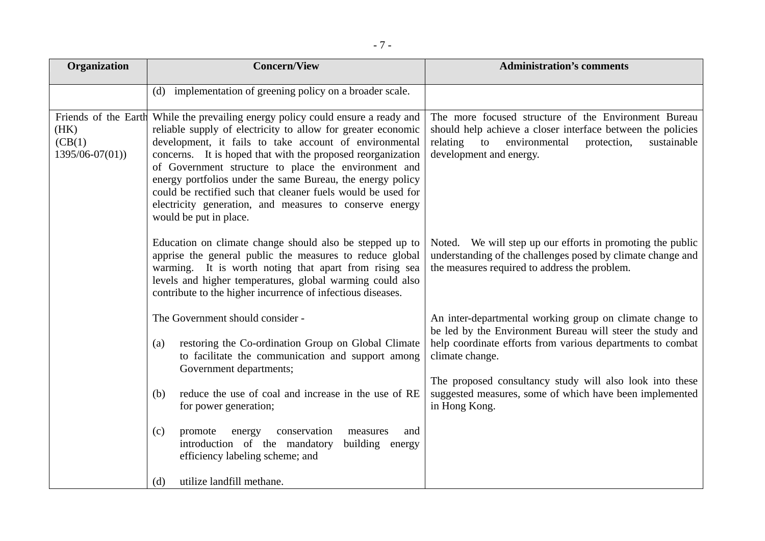| Organization | Concern/View | Administration's comments |
|---|---|---|
| | (d) implementation of greening policy on a broader scale. | |
| Friends of the Earth (HK) (CB(1) 1395/06-07(01)) | While the prevailing energy policy could ensure a ready and reliable supply of electricity to allow for greater economic development, it fails to take account of environmental concerns. It is hoped that with the proposed reorganization of Government structure to place the environment and energy portfolios under the same Bureau, the energy policy could be rectified such that cleaner fuels would be used for electricity generation, and measures to conserve energy would be put in place. | The more focused structure of the Environment Bureau should help achieve a closer interface between the policies relating to environmental protection, sustainable development and energy. |
| | Education on climate change should also be stepped up to apprise the general public the measures to reduce global warming. It is worth noting that apart from rising sea levels and higher temperatures, global warming could also contribute to the higher incurrence of infectious diseases. | Noted. We will step up our efforts in promoting the public understanding of the challenges posed by climate change and the measures required to address the problem. |
| | The Government should consider -<br><br>(a) restoring the Co-ordination Group on Global Climate to facilitate the communication and support among Government departments;<br><br>(b) reduce the use of coal and increase in the use of RE for power generation;<br><br>(c) promote energy conservation measures and introduction of the mandatory building energy efficiency labeling scheme; and<br><br>(d) utilize landfill methane. | An inter-departmental working group on climate change to be led by the Environment Bureau will steer the study and help coordinate efforts from various departments to combat climate change.<br><br>The proposed consultancy study will also look into these suggested measures, some of which have been implemented in Hong Kong. |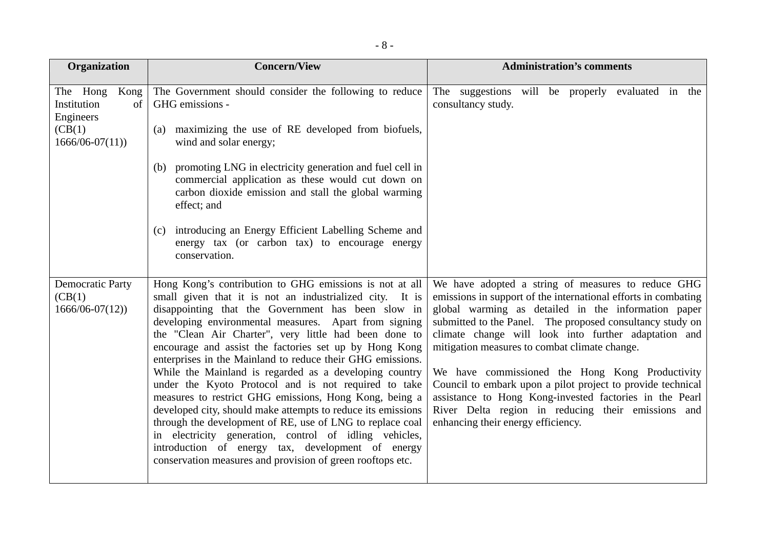| Organization | Concern/View | Administration's comments |
|---|---|---|
| The Hong Kong Institution of Engineers (CB(1) 1666/06-07(11)) | The Government should consider the following to reduce GHG emissions - <br><br> (a) maximizing the use of RE developed from biofuels, wind and solar energy; <br><br> (b) promoting LNG in electricity generation and fuel cell in commercial application as these would cut down on carbon dioxide emission and stall the global warming effect; and <br><br> (c) introducing an Energy Efficient Labelling Scheme and energy tax (or carbon tax) to encourage energy conservation. | The suggestions will be properly evaluated in the consultancy study. |
| Democratic Party (CB(1) 1666/06-07(12)) | Hong Kong's contribution to GHG emissions is not at all small given that it is not an industrialized city. It is disappointing that the Government has been slow in developing environmental measures. Apart from signing the "Clean Air Charter", very little had been done to encourage and assist the factories set up by Hong Kong enterprises in the Mainland to reduce their GHG emissions. While the Mainland is regarded as a developing country under the Kyoto Protocol and is not required to take measures to restrict GHG emissions, Hong Kong, being a developed city, should make attempts to reduce its emissions through the development of RE, use of LNG to replace coal in electricity generation, control of idling vehicles, introduction of energy tax, development of energy conservation measures and provision of green rooftops etc. | We have adopted a string of measures to reduce GHG emissions in support of the international efforts in combating global warming as detailed in the information paper submitted to the Panel. The proposed consultancy study on climate change will look into further adaptation and mitigation measures to combat climate change. <br><br> We have commissioned the Hong Kong Productivity Council to embark upon a pilot project to provide technical assistance to Hong Kong-invested factories in the Pearl River Delta region in reducing their emissions and enhancing their energy efficiency. |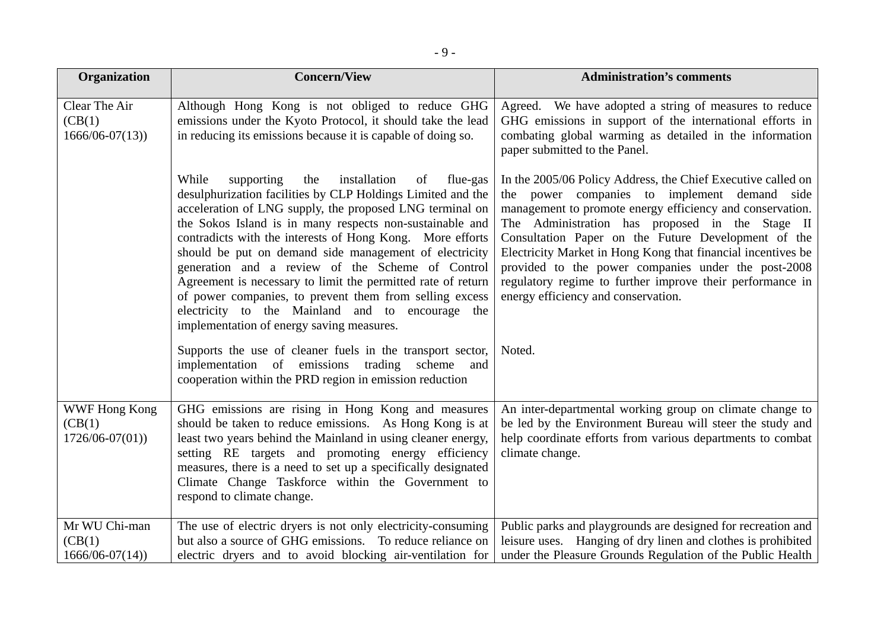| Organization | Concern/View | Administration's comments |
|---|---|---|
| Clear The Air (CB(1) 1666/06-07(13)) | Although Hong Kong is not obliged to reduce GHG emissions under the Kyoto Protocol, it should take the lead in reducing its emissions because it is capable of doing so. | Agreed. We have adopted a string of measures to reduce GHG emissions in support of the international efforts in combating global warming as detailed in the information paper submitted to the Panel. |
| | While supporting the installation of flue-gas desulphurization facilities by CLP Holdings Limited and the acceleration of LNG supply, the proposed LNG terminal on the Sokos Island is in many respects non-sustainable and contradicts with the interests of Hong Kong. More efforts should be put on demand side management of electricity generation and a review of the Scheme of Control Agreement is necessary to limit the permitted rate of return of power companies, to prevent them from selling excess electricity to the Mainland and to encourage the implementation of energy saving measures. | In the 2005/06 Policy Address, the Chief Executive called on the power companies to implement demand side management to promote energy efficiency and conservation. The Administration has proposed in the Stage II Consultation Paper on the Future Development of the Electricity Market in Hong Kong that financial incentives be provided to the power companies under the post-2008 regulatory regime to further improve their performance in energy efficiency and conservation. |
| | Supports the use of cleaner fuels in the transport sector, implementation of emissions trading scheme and cooperation within the PRD region in emission reduction | Noted. |
| WWF Hong Kong (CB(1) 1726/06-07(01)) | GHG emissions are rising in Hong Kong and measures should be taken to reduce emissions. As Hong Kong is at least two years behind the Mainland in using cleaner energy, setting RE targets and promoting energy efficiency measures, there is a need to set up a specifically designated Climate Change Taskforce within the Government to respond to climate change. | An inter-departmental working group on climate change to be led by the Environment Bureau will steer the study and help coordinate efforts from various departments to combat climate change. |
| Mr WU Chi-man (CB(1) 1666/06-07(14)) | The use of electric dryers is not only electricity-consuming but also a source of GHG emissions. To reduce reliance on electric dryers and to avoid blocking air-ventilation for | Public parks and playgrounds are designed for recreation and leisure uses. Hanging of dry linen and clothes is prohibited under the Pleasure Grounds Regulation of the Public Health |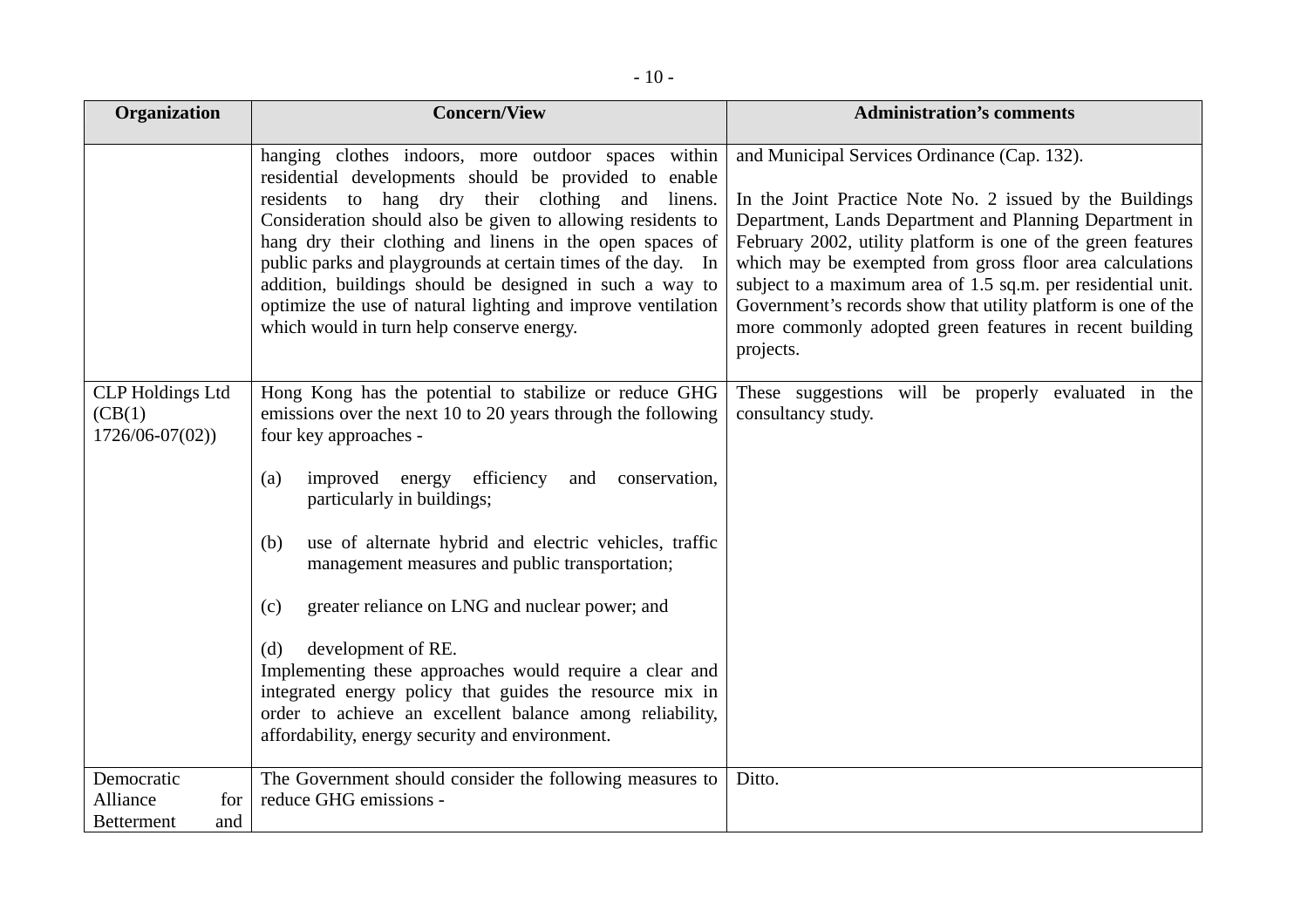| Organization | Concern/View | Administration's comments |
|---|---|---|
| | hanging clothes indoors, more outdoor spaces within residential developments should be provided to enable residents to hang dry their clothing and linens. Consideration should also be given to allowing residents to hang dry their clothing and linens in the open spaces of public parks and playgrounds at certain times of the day. In addition, buildings should be designed in such a way to optimize the use of natural lighting and improve ventilation which would in turn help conserve energy. | and Municipal Services Ordinance (Cap. 132).<br><br>In the Joint Practice Note No. 2 issued by the Buildings Department, Lands Department and Planning Department in February 2002, utility platform is one of the green features which may be exempted from gross floor area calculations subject to a maximum area of 1.5 sq.m. per residential unit. Government's records show that utility platform is one of the more commonly adopted green features in recent building projects. |
| CLP Holdings Ltd (CB(1) 1726/06-07(02)) | Hong Kong has the potential to stabilize or reduce GHG emissions over the next 10 to 20 years through the following four key approaches -<br><br>(a) improved energy efficiency and conservation, particularly in buildings;<br><br>(b) use of alternate hybrid and electric vehicles, traffic management measures and public transportation;<br><br>(c) greater reliance on LNG and nuclear power; and<br><br>(d) development of RE.<br>Implementing these approaches would require a clear and integrated energy policy that guides the resource mix in order to achieve an excellent balance among reliability, affordability, energy security and environment. | These suggestions will be properly evaluated in the consultancy study. |
| Democratic Alliance for Betterment and | The Government should consider the following measures to reduce GHG emissions - | Ditto. |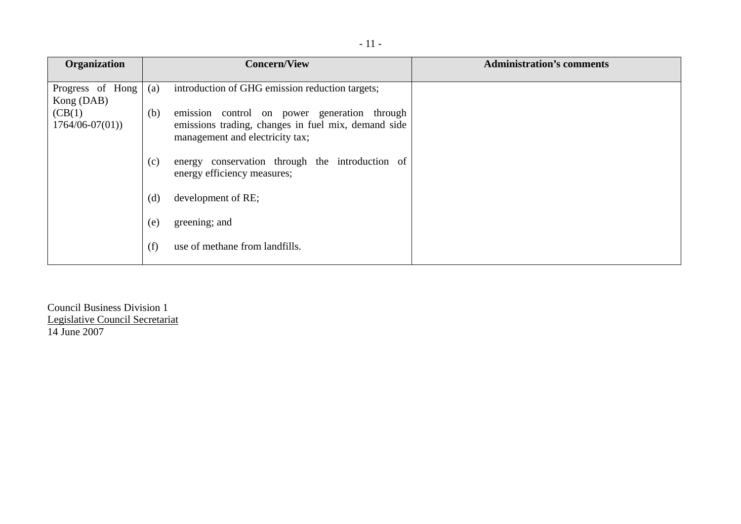| Organization | Concern/View | Administration's comments |
|---|---|---|
| Progress of Hong Kong (DAB) (CB(1) 1764/06-07(01)) | (a) introduction of GHG emission reduction targets;<br><br>(b) emission control on power generation through emissions trading, changes in fuel mix, demand side management and electricity tax;<br><br>(c) energy conservation through the introduction of energy efficiency measures;<br><br>(d) development of RE;<br><br>(e) greening; and<br><br>(f) use of methane from landfills. | |

Council Business Division 1
Legislative Council Secretariat
14 June 2007